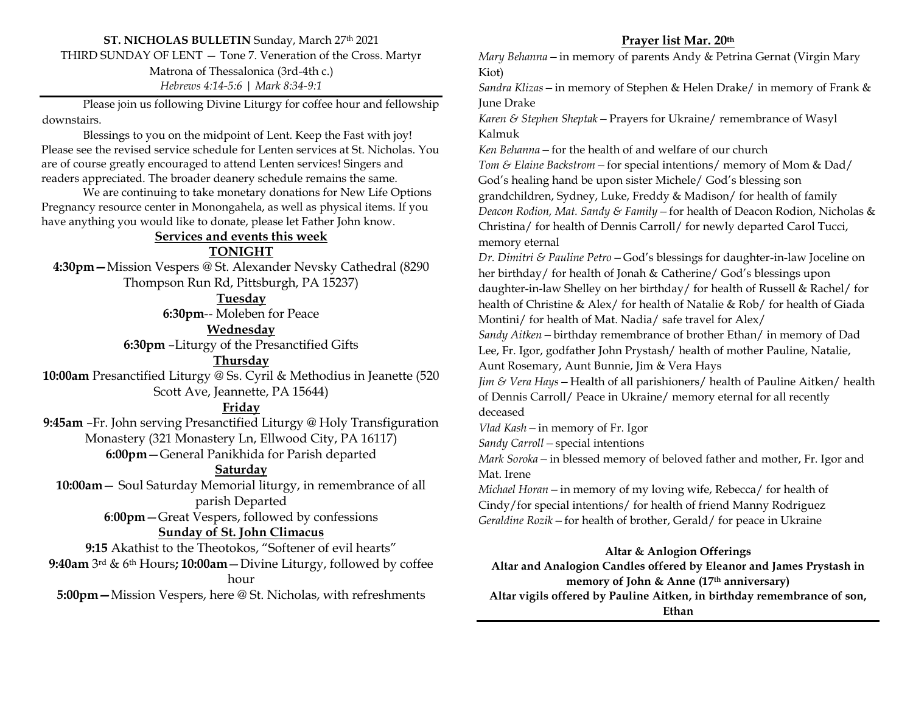**ST. NICHOLAS BULLETIN** Sunday, March 27th 2021

THIRD SUNDAY OF LENT — Tone 7. Veneration of the Cross. Martyr Matrona of Thessalonica (3rd-4th c.)

*Hebrews 4:14-5:6 | Mark 8:34-9:1*

---

Please join us following Divine Liturgy for coffee hour and fellowship downstairs.

Blessings to you on the midpoint of Lent. Keep the Fast with joy! Please see the revised service schedule for Lenten services at St. Nicholas. You are of course greatly encouraged to attend Lenten services! Singers and readers appreciated. The broader deanery schedule remains the same.

We are continuing to take monetary donations for New Life Options Pregnancy resource center in Monongahela, as well as physical items. If you have anything you would like to donate, please let Father John know.

## Services and events this week

### TONIGHT

**4:30pm—** Mission Vespers @ St. Alexander Nevsky Cathedral (8290 Thompson Run Rd, Pittsburgh, PA 15237)

### Tuesday

**6:30pm**-- Moleben for Peace

### Wednesday

**6:30pm** –Liturgy of the Presanctified Gifts

### Thursday

**10:00am** Presanctified Liturgy @ Ss. Cyril & Methodius in Jeanette (520 Scott Ave, Jeannette, PA 15644)

### Friday

**9:45am** –Fr. John serving Presanctified Liturgy @ Holy Transfiguration Monastery (321 Monastery Ln, Ellwood City, PA 16117)

**6:00pm**—General Panikhida for Parish departed

### Saturday

**10:00am**— Soul Saturday Memorial liturgy, in remembrance of all parish Departed

**6:00pm**—Great Vespers, followed by confessions

### Sunday of St. John Climacus

**9:15** Akathist to the Theotokos, "Softener of evil hearts"

**9:40am** 3rd & 6th Hours**; 10:00am**—Divine Liturgy, followed by coffee hour

**5:00pm—** Mission Vespers, here @ St. Nicholas, with refreshments

## Prayer list Mar. 20th

*Mary Behanna* – in memory of parents Andy & Petrina Gernat (Virgin Mary Kiot)

*Sandra Klizas* – in memory of Stephen & Helen Drake/ in memory of Frank & June Drake

*Karen & Stephen Sheptak* – Prayers for Ukraine/ remembrance of Wasyl Kalmuk

*Ken Behanna* – for the health of and welfare of our church

*Tom & Elaine Backstrom* – for special intentions/ memory of Mom & Dad/ God's healing hand be upon sister Michele/ God's blessing son grandchildren, Sydney, Luke, Freddy & Madison/ for health of family

*Deacon Rodion, Mat. Sandy & Family* – for health of Deacon Rodion, Nicholas & Christina/ for health of Dennis Carroll/ for newly departed Carol Tucci, memory eternal

*Dr. Dimitri & Pauline Petro* – God's blessings for daughter-in-law Joceline on her birthday/ for health of Jonah & Catherine/ God's blessings upon daughter-in-law Shelley on her birthday/ for health of Russell & Rachel/ for health of Christine & Alex/ for health of Natalie & Rob/ for health of Giada Montini/ for health of Mat. Nadia/ safe travel for Alex/

*Sandy Aitken* – birthday remembrance of brother Ethan/ in memory of Dad Lee, Fr. Igor, godfather John Prystash/ health of mother Pauline, Natalie, Aunt Rosemary, Aunt Bunnie, Jim & Vera Hays

*Jim & Vera Hays* – Health of all parishioners/ health of Pauline Aitken/ health of Dennis Carroll/ Peace in Ukraine/ memory eternal for all recently deceased

*Vlad Kash* – in memory of Fr. Igor

*Sandy Carroll* – special intentions

*Mark Soroka* – in blessed memory of beloved father and mother, Fr. Igor and Mat. Irene

*Michael Horan* – in memory of my loving wife, Rebecca/ for health of Cindy/for special intentions/ for health of friend Manny Rodriguez

*Geraldine Rozik* – for health of brother, Gerald/ for peace in Ukraine

**Altar & Anlogion Offerings**

**Altar and Analogion Candles offered by Eleanor and James Prystash in memory of John & Anne (17th anniversary)**

**Altar vigils offered by Pauline Aitken, in birthday remembrance of son, Ethan**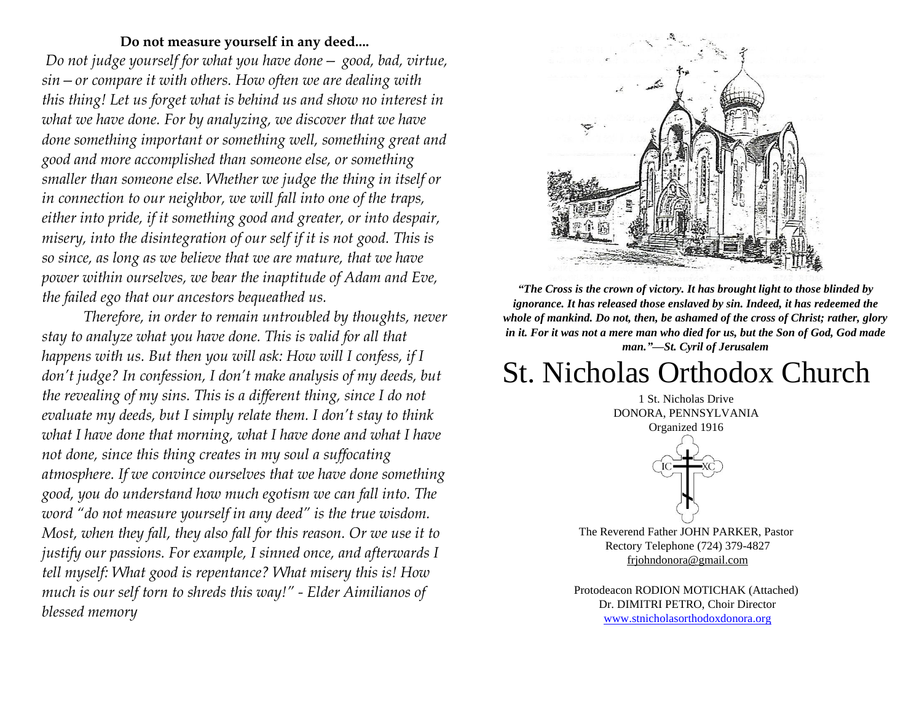**Do not measure yourself in any deed....**

*Do not judge yourself for what you have done— good, bad, virtue, sin—or compare it with others. How often we are dealing with this thing! Let us forget what is behind us and show no interest in what we have done. For by analyzing, we discover that we have done something important or something well, something great and good and more accomplished than someone else, or something smaller than someone else. Whether we judge the thing in itself or in connection to our neighbor, we will fall into one of the traps, either into pride, if it something good and greater, or into despair, misery, into the disintegration of our self if it is not good. This is so since, as long as we believe that we are mature, that we have power within ourselves, we bear the inaptitude of Adam and Eve, the failed ego that our ancestors bequeathed us.*

*Therefore, in order to remain untroubled by thoughts, never stay to analyze what you have done. This is valid for all that happens with us. But then you will ask: How will I confess, if I don't judge? In confession, I don't make analysis of my deeds, but the revealing of my sins. This is a different thing, since I do not evaluate my deeds, but I simply relate them. I don't stay to think what I have done that morning, what I have done and what I have not done, since this thing creates in my soul a suffocating atmosphere. If we convince ourselves that we have done something good, you do understand how much egotism we can fall into. The word "do not measure yourself in any deed" is the true wisdom. Most, when they fall, they also fall for this reason. Or we use it to justify our passions. For example, I sinned once, and afterwards I tell myself: What good is repentance? What misery this is! How much is our self torn to shreds this way!" - Elder Aimilianos of blessed memory*

***"The Cross is the crown of victory. It has brought light to those blinded by ignorance. It has released those enslaved by sin. Indeed, it has redeemed the whole of mankind. Do not, then, be ashamed of the cross of Christ; rather, glory in it. For it was not a mere man who died for us, but the Son of God, God made man."—St. Cyril of Jerusalem***

# St. Nicholas Orthodox Church

1 St. Nicholas Drive
DONORA, PENNSYLVANIA
Organized 1916

IC XC

The Reverend Father JOHN PARKER, Pastor
Rectory Telephone (724) 379-4827
frjohndonora@gmail.com

Protodeacon RODION MOTICHAK (Attached)
Dr. DIMITRI PETRO, Choir Director
www.stnicholasorthodoxdonora.org